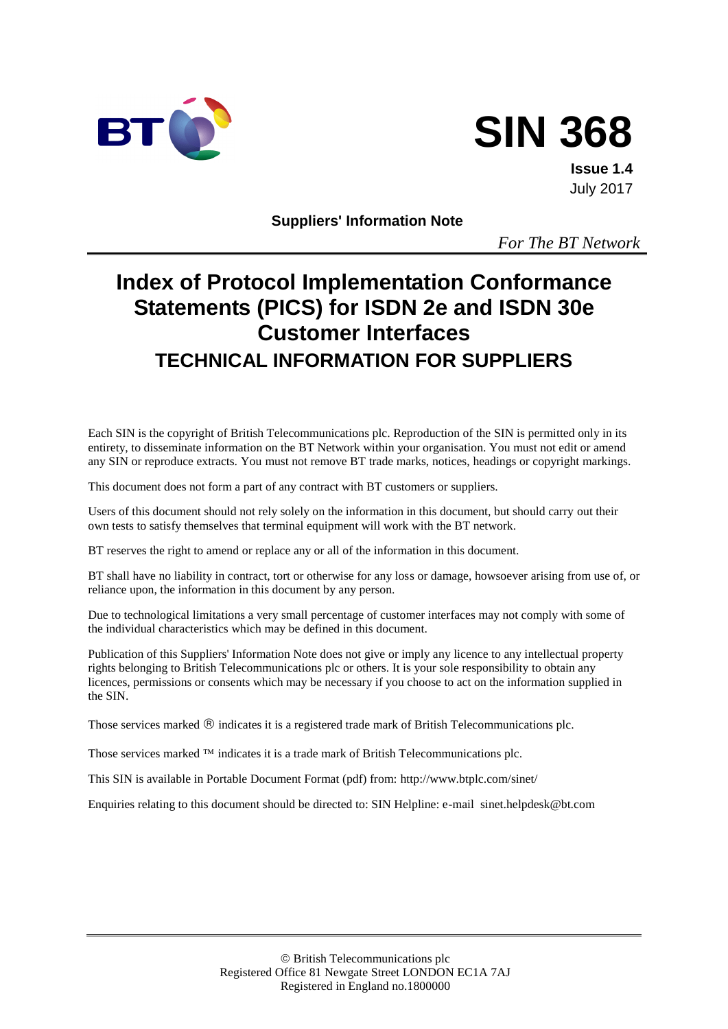BT

# SIN 368

**Issue 1.4**
July 2017

**Suppliers' Information Note**

*For The BT Network*

# Index of Protocol Implementation Conformance Statements (PICS) for ISDN 2e and ISDN 30e Customer Interfaces

## TECHNICAL INFORMATION FOR SUPPLIERS

Each SIN is the copyright of British Telecommunications plc. Reproduction of the SIN is permitted only in its entirety, to disseminate information on the BT Network within your organisation. You must not edit or amend any SIN or reproduce extracts. You must not remove BT trade marks, notices, headings or copyright markings.

This document does not form a part of any contract with BT customers or suppliers.

Users of this document should not rely solely on the information in this document, but should carry out their own tests to satisfy themselves that terminal equipment will work with the BT network.

BT reserves the right to amend or replace any or all of the information in this document.

BT shall have no liability in contract, tort or otherwise for any loss or damage, howsoever arising from use of, or reliance upon, the information in this document by any person.

Due to technological limitations a very small percentage of customer interfaces may not comply with some of the individual characteristics which may be defined in this document.

Publication of this Suppliers' Information Note does not give or imply any licence to any intellectual property rights belonging to British Telecommunications plc or others. It is your sole responsibility to obtain any licences, permissions or consents which may be necessary if you choose to act on the information supplied in the SIN.

Those services marked ® indicates it is a registered trade mark of British Telecommunications plc.

Those services marked ™ indicates it is a trade mark of British Telecommunications plc.

This SIN is available in Portable Document Format (pdf) from: http://www.btplc.com/sinet/

Enquiries relating to this document should be directed to: SIN Helpline: e-mail sinet.helpdesk@bt.com

© British Telecommunications plc
Registered Office 81 Newgate Street LONDON EC1A 7AJ
Registered in England no.1800000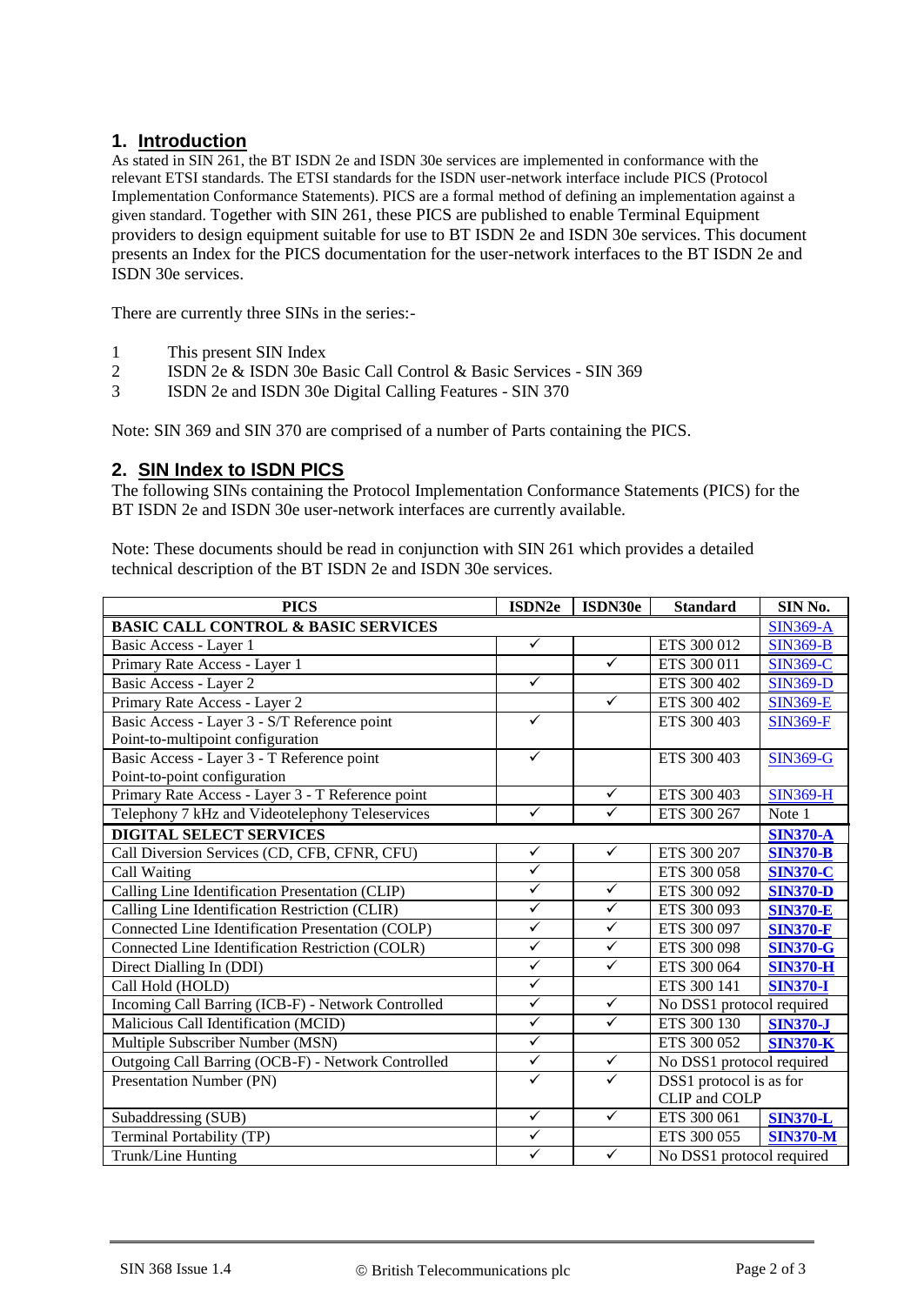## 1. Introduction

As stated in SIN 261, the BT ISDN 2e and ISDN 30e services are implemented in conformance with the relevant ETSI standards. The ETSI standards for the ISDN user-network interface include PICS (Protocol Implementation Conformance Statements). PICS are a formal method of defining an implementation against a given standard. Together with SIN 261, these PICS are published to enable Terminal Equipment providers to design equipment suitable for use to BT ISDN 2e and ISDN 30e services. This document presents an Index for the PICS documentation for the user-network interfaces to the BT ISDN 2e and ISDN 30e services.

There are currently three SINs in the series:-

1. This present SIN Index
2. ISDN 2e & ISDN 30e Basic Call Control & Basic Services - SIN 369
3. ISDN 2e and ISDN 30e Digital Calling Features - SIN 370

Note: SIN 369 and SIN 370 are comprised of a number of Parts containing the PICS.

## 2. SIN Index to ISDN PICS

The following SINs containing the Protocol Implementation Conformance Statements (PICS) for the BT ISDN 2e and ISDN 30e user-network interfaces are currently available.

Note: These documents should be read in conjunction with SIN 261 which provides a detailed technical description of the BT ISDN 2e and ISDN 30e services.

| PICS | ISDN2e | ISDN30e | Standard | SIN No. |
|---|---|---|---|---|
| **BASIC CALL CONTROL & BASIC SERVICES** | | | | SIN369-A |
| Basic Access - Layer 1 | ✓ | | ETS 300 012 | SIN369-B |
| Primary Rate Access - Layer 1 | | ✓ | ETS 300 011 | SIN369-C |
| Basic Access - Layer 2 | ✓ | | ETS 300 402 | SIN369-D |
| Primary Rate Access - Layer 2 | | ✓ | ETS 300 402 | SIN369-E |
| Basic Access - Layer 3 - S/T Reference point Point-to-multipoint configuration | ✓ | | ETS 300 403 | SIN369-F |
| Basic Access - Layer 3 - T Reference point Point-to-point configuration | ✓ | | ETS 300 403 | SIN369-G |
| Primary Rate Access - Layer 3 - T Reference point | | ✓ | ETS 300 403 | SIN369-H |
| Telephony 7 kHz and Videotelephony Teleservices | ✓ | ✓ | ETS 300 267 | Note 1 |
| **DIGITAL SELECT SERVICES** | | | | **SIN370-A** |
| Call Diversion Services (CD, CFB, CFNR, CFU) | ✓ | ✓ | ETS 300 207 | **SIN370-B** |
| Call Waiting | ✓ | | ETS 300 058 | **SIN370-C** |
| Calling Line Identification Presentation (CLIP) | ✓ | ✓ | ETS 300 092 | **SIN370-D** |
| Calling Line Identification Restriction (CLIR) | ✓ | ✓ | ETS 300 093 | **SIN370-E** |
| Connected Line Identification Presentation (COLP) | ✓ | ✓ | ETS 300 097 | **SIN370-F** |
| Connected Line Identification Restriction (COLR) | ✓ | ✓ | ETS 300 098 | **SIN370-G** |
| Direct Dialling In (DDI) | ✓ | ✓ | ETS 300 064 | **SIN370-H** |
| Call Hold (HOLD) | ✓ | | ETS 300 141 | **SIN370-I** |
| Incoming Call Barring (ICB-F) - Network Controlled | ✓ | ✓ | No DSS1 protocol required | |
| Malicious Call Identification (MCID) | ✓ | ✓ | ETS 300 130 | **SIN370-J** |
| Multiple Subscriber Number (MSN) | ✓ | | ETS 300 052 | **SIN370-K** |
| Outgoing Call Barring (OCB-F) - Network Controlled | ✓ | ✓ | No DSS1 protocol required | |
| Presentation Number (PN) | ✓ | ✓ | DSS1 protocol is as for CLIP and COLP | |
| Subaddressing (SUB) | ✓ | ✓ | ETS 300 061 | **SIN370-L** |
| Terminal Portability (TP) | ✓ | | ETS 300 055 | **SIN370-M** |
| Trunk/Line Hunting | ✓ | ✓ | No DSS1 protocol required | |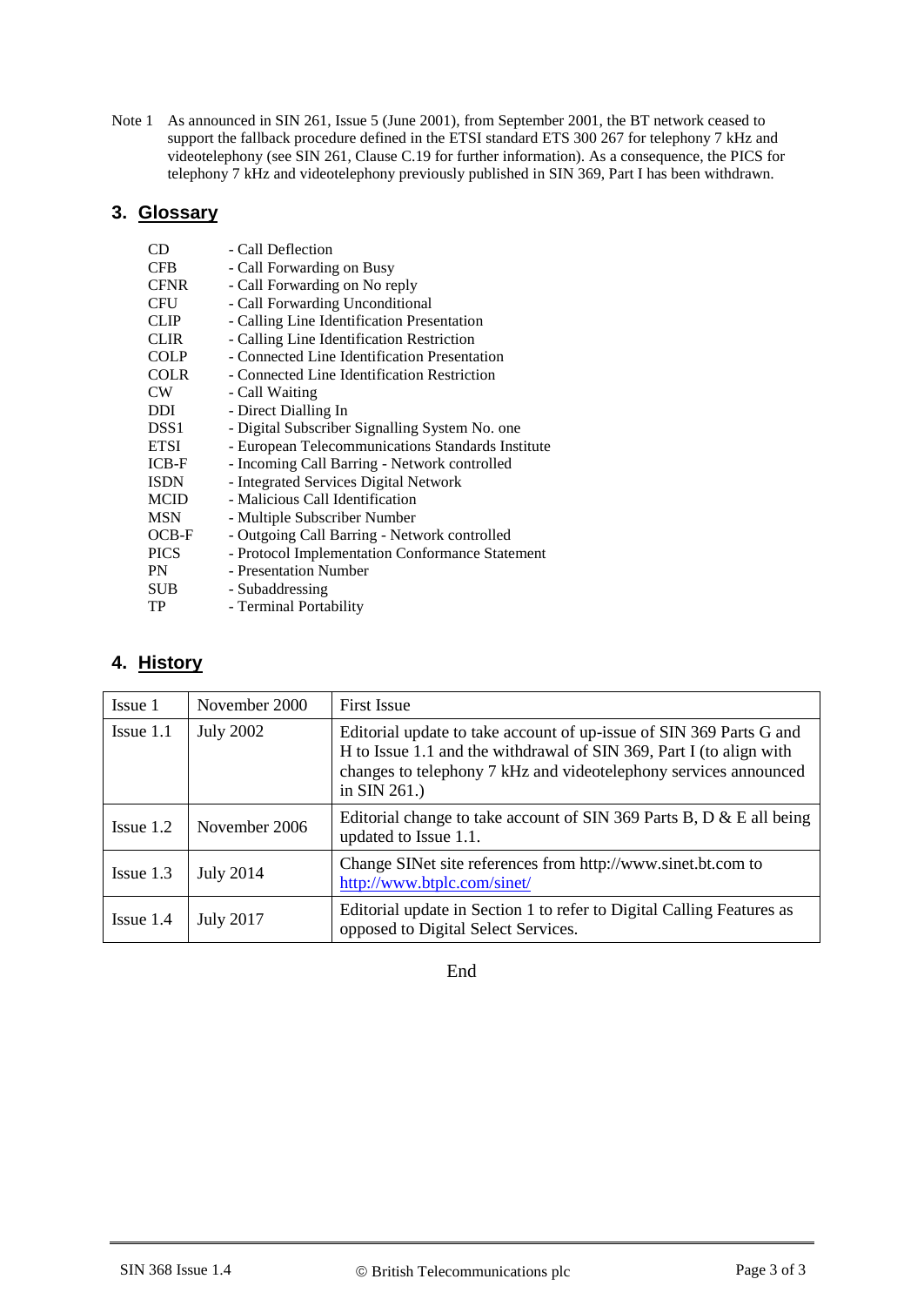Note 1 As announced in SIN 261, Issue 5 (June 2001), from September 2001, the BT network ceased to support the fallback procedure defined in the ETSI standard ETS 300 267 for telephony 7 kHz and videotelephony (see SIN 261, Clause C.19 for further information). As a consequence, the PICS for telephony 7 kHz and videotelephony previously published in SIN 369, Part I has been withdrawn.

## 3. Glossary

| | |
|---|---|
| CD | - Call Deflection |
| CFB | - Call Forwarding on Busy |
| CFNR | - Call Forwarding on No reply |
| CFU | - Call Forwarding Unconditional |
| CLIP | - Calling Line Identification Presentation |
| CLIR | - Calling Line Identification Restriction |
| COLP | - Connected Line Identification Presentation |
| COLR | - Connected Line Identification Restriction |
| CW | - Call Waiting |
| DDI | - Direct Dialling In |
| DSS1 | - Digital Subscriber Signalling System No. one |
| ETSI | - European Telecommunications Standards Institute |
| ICB-F | - Incoming Call Barring - Network controlled |
| ISDN | - Integrated Services Digital Network |
| MCID | - Malicious Call Identification |
| MSN | - Multiple Subscriber Number |
| OCB-F | - Outgoing Call Barring - Network controlled |
| PICS | - Protocol Implementation Conformance Statement |
| PN | - Presentation Number |
| SUB | - Subaddressing |
| TP | - Terminal Portability |

## 4. History

| | | |
|---|---|---|
| Issue 1 | November 2000 | First Issue |
| Issue 1.1 | July 2002 | Editorial update to take account of up-issue of SIN 369 Parts G and H to Issue 1.1 and the withdrawal of SIN 369, Part I (to align with changes to telephony 7 kHz and videotelephony services announced in SIN 261.) |
| Issue 1.2 | November 2006 | Editorial change to take account of SIN 369 Parts B, D & E all being updated to Issue 1.1. |
| Issue 1.3 | July 2014 | Change SINet site references from http://www.sinet.bt.com to http://www.btplc.com/sinet/ |
| Issue 1.4 | July 2017 | Editorial update in Section 1 to refer to Digital Calling Features as opposed to Digital Select Services. |

End